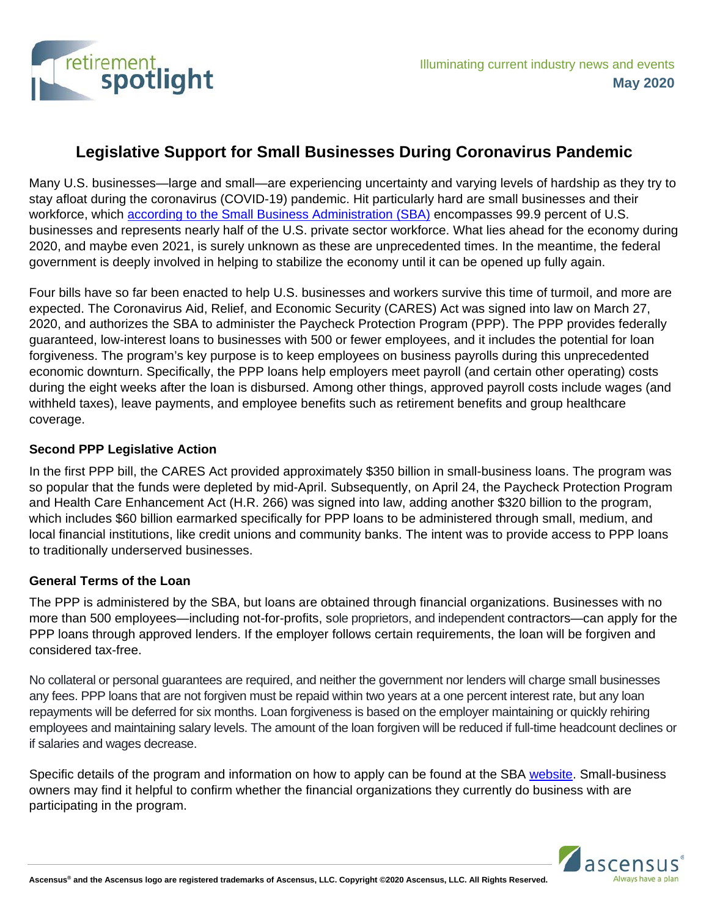retirement spotlight

Illuminating current industry news and events
**May 2020**

# Legislative Support for Small Businesses During Coronavirus Pandemic

Many U.S. businesses—large and small—are experiencing uncertainty and varying levels of hardship as they try to stay afloat during the coronavirus (COVID-19) pandemic. Hit particularly hard are small businesses and their workforce, which [according to the Small Business Administration (SBA)]() encompasses 99.9 percent of U.S. businesses and represents nearly half of the U.S. private sector workforce. What lies ahead for the economy during 2020, and maybe even 2021, is surely unknown as these are unprecedented times. In the meantime, the federal government is deeply involved in helping to stabilize the economy until it can be opened up fully again.

Four bills have so far been enacted to help U.S. businesses and workers survive this time of turmoil, and more are expected. The Coronavirus Aid, Relief, and Economic Security (CARES) Act was signed into law on March 27, 2020, and authorizes the SBA to administer the Paycheck Protection Program (PPP). The PPP provides federally guaranteed, low-interest loans to businesses with 500 or fewer employees, and it includes the potential for loan forgiveness. The program's key purpose is to keep employees on business payrolls during this unprecedented economic downturn. Specifically, the PPP loans help employers meet payroll (and certain other operating) costs during the eight weeks after the loan is disbursed. Among other things, approved payroll costs include wages (and withheld taxes), leave payments, and employee benefits such as retirement benefits and group healthcare coverage.

### Second PPP Legislative Action

In the first PPP bill, the CARES Act provided approximately $350 billion in small-business loans. The program was so popular that the funds were depleted by mid-April. Subsequently, on April 24, the Paycheck Protection Program and Health Care Enhancement Act (H.R. 266) was signed into law, adding another $320 billion to the program, which includes $60 billion earmarked specifically for PPP loans to be administered through small, medium, and local financial institutions, like credit unions and community banks. The intent was to provide access to PPP loans to traditionally underserved businesses.

### General Terms of the Loan

The PPP is administered by the SBA, but loans are obtained through financial organizations. Businesses with no more than 500 employees—including not-for-profits, sole proprietors, and independent contractors—can apply for the PPP loans through approved lenders. If the employer follows certain requirements, the loan will be forgiven and considered tax-free.

No collateral or personal guarantees are required, and neither the government nor lenders will charge small businesses any fees. PPP loans that are not forgiven must be repaid within two years at a one percent interest rate, but any loan repayments will be deferred for six months. Loan forgiveness is based on the employer maintaining or quickly rehiring employees and maintaining salary levels. The amount of the loan forgiven will be reduced if full-time headcount declines or if salaries and wages decrease.

Specific details of the program and information on how to apply can be found at the SBA [website](). Small-business owners may find it helpful to confirm whether the financial organizations they currently do business with are participating in the program.

ascensus® Always have a plan

**Ascensus® and the Ascensus logo are registered trademarks of Ascensus, LLC. Copyright ©2020 Ascensus, LLC. All Rights Reserved.**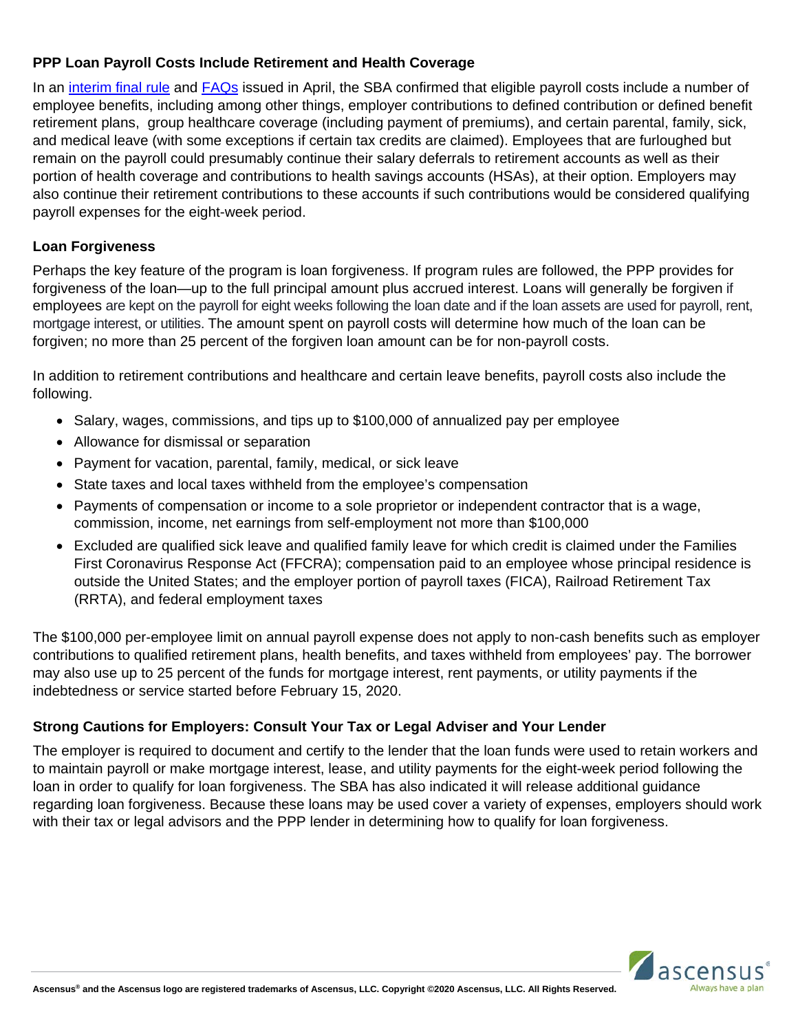### PPP Loan Payroll Costs Include Retirement and Health Coverage

In an [interim final rule](#) and [FAQs](#) issued in April, the SBA confirmed that eligible payroll costs include a number of employee benefits, including among other things, employer contributions to defined contribution or defined benefit retirement plans, group healthcare coverage (including payment of premiums), and certain parental, family, sick, and medical leave (with some exceptions if certain tax credits are claimed). Employees that are furloughed but remain on the payroll could presumably continue their salary deferrals to retirement accounts as well as their portion of health coverage and contributions to health savings accounts (HSAs), at their option. Employers may also continue their retirement contributions to these accounts if such contributions would be considered qualifying payroll expenses for the eight-week period.

### Loan Forgiveness

Perhaps the key feature of the program is loan forgiveness. If program rules are followed, the PPP provides for forgiveness of the loan—up to the full principal amount plus accrued interest. Loans will generally be forgiven if employees are kept on the payroll for eight weeks following the loan date and if the loan assets are used for payroll, rent, mortgage interest, or utilities. The amount spent on payroll costs will determine how much of the loan can be forgiven; no more than 25 percent of the forgiven loan amount can be for non-payroll costs.

In addition to retirement contributions and healthcare and certain leave benefits, payroll costs also include the following.

- Salary, wages, commissions, and tips up to $100,000 of annualized pay per employee
- Allowance for dismissal or separation
- Payment for vacation, parental, family, medical, or sick leave
- State taxes and local taxes withheld from the employee's compensation
- Payments of compensation or income to a sole proprietor or independent contractor that is a wage, commission, income, net earnings from self-employment not more than $100,000
- Excluded are qualified sick leave and qualified family leave for which credit is claimed under the Families First Coronavirus Response Act (FFCRA); compensation paid to an employee whose principal residence is outside the United States; and the employer portion of payroll taxes (FICA), Railroad Retirement Tax (RRTA), and federal employment taxes

The $100,000 per-employee limit on annual payroll expense does not apply to non-cash benefits such as employer contributions to qualified retirement plans, health benefits, and taxes withheld from employees' pay. The borrower may also use up to 25 percent of the funds for mortgage interest, rent payments, or utility payments if the indebtedness or service started before February 15, 2020.

### Strong Cautions for Employers: Consult Your Tax or Legal Adviser and Your Lender

The employer is required to document and certify to the lender that the loan funds were used to retain workers and to maintain payroll or make mortgage interest, lease, and utility payments for the eight-week period following the loan in order to qualify for loan forgiveness. The SBA has also indicated it will release additional guidance regarding loan forgiveness. Because these loans may be used cover a variety of expenses, employers should work with their tax or legal advisors and the PPP lender in determining how to qualify for loan forgiveness.

Ascensus® and the Ascensus logo are registered trademarks of Ascensus, LLC. Copyright ©2020 Ascensus, LLC. All Rights Reserved.